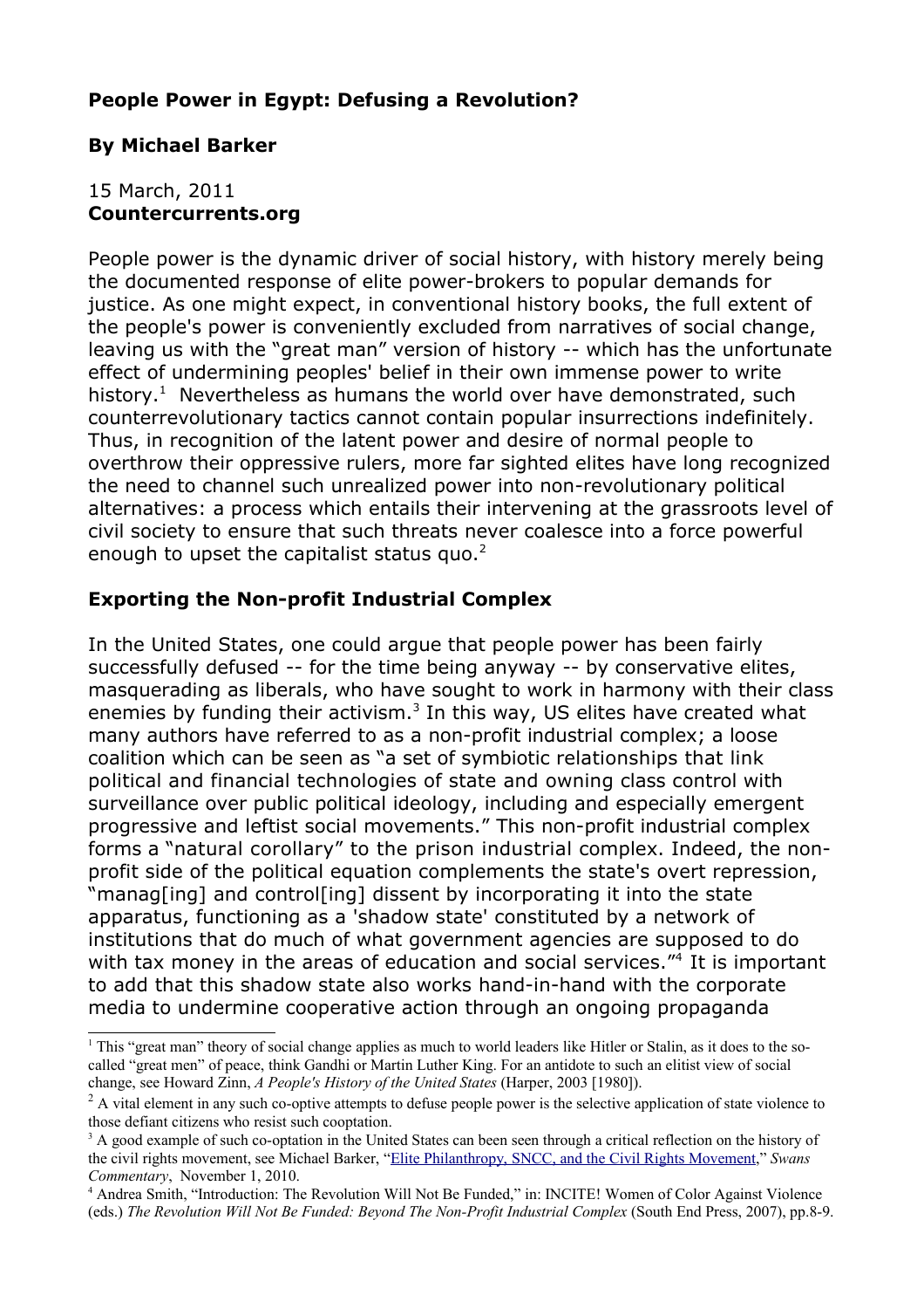**People Power in Egypt: Defusing a Revolution?**

**By Michael Barker**

15 March, 2011
**Countercurrents.org**

People power is the dynamic driver of social history, with history merely being the documented response of elite power-brokers to popular demands for justice. As one might expect, in conventional history books, the full extent of the people's power is conveniently excluded from narratives of social change, leaving us with the "great man" version of history -- which has the unfortunate effect of undermining peoples' belief in their own immense power to write history.[1] Nevertheless as humans the world over have demonstrated, such counterrevolutionary tactics cannot contain popular insurrections indefinitely. Thus, in recognition of the latent power and desire of normal people to overthrow their oppressive rulers, more far sighted elites have long recognized the need to channel such unrealized power into non-revolutionary political alternatives: a process which entails their intervening at the grassroots level of civil society to ensure that such threats never coalesce into a force powerful enough to upset the capitalist status quo.[2]

## Exporting the Non-profit Industrial Complex

In the United States, one could argue that people power has been fairly successfully defused -- for the time being anyway -- by conservative elites, masquerading as liberals, who have sought to work in harmony with their class enemies by funding their activism.[3] In this way, US elites have created what many authors have referred to as a non-profit industrial complex; a loose coalition which can be seen as "a set of symbiotic relationships that link political and financial technologies of state and owning class control with surveillance over public political ideology, including and especially emergent progressive and leftist social movements." This non-profit industrial complex forms a "natural corollary" to the prison industrial complex. Indeed, the non-profit side of the political equation complements the state's overt repression, "manag[ing] and control[ing] dissent by incorporating it into the state apparatus, functioning as a 'shadow state' constituted by a network of institutions that do much of what government agencies are supposed to do with tax money in the areas of education and social services."[4] It is important to add that this shadow state also works hand-in-hand with the corporate media to undermine cooperative action through an ongoing propaganda

[1] This "great man" theory of social change applies as much to world leaders like Hitler or Stalin, as it does to the so-called "great men" of peace, think Gandhi or Martin Luther King. For an antidote to such an elitist view of social change, see Howard Zinn, *A People's History of the United States* (Harper, 2003 [1980]).

[2] A vital element in any such co-optive attempts to defuse people power is the selective application of state violence to those defiant citizens who resist such cooptation.

[3] A good example of such co-optation in the United States can been seen through a critical reflection on the history of the civil rights movement, see Michael Barker, "Elite Philanthropy, SNCC, and the Civil Rights Movement," *Swans Commentary*, November 1, 2010.

[4] Andrea Smith, "Introduction: The Revolution Will Not Be Funded," in: INCITE! Women of Color Against Violence (eds.) *The Revolution Will Not Be Funded: Beyond The Non-Profit Industrial Complex* (South End Press, 2007), pp.8-9.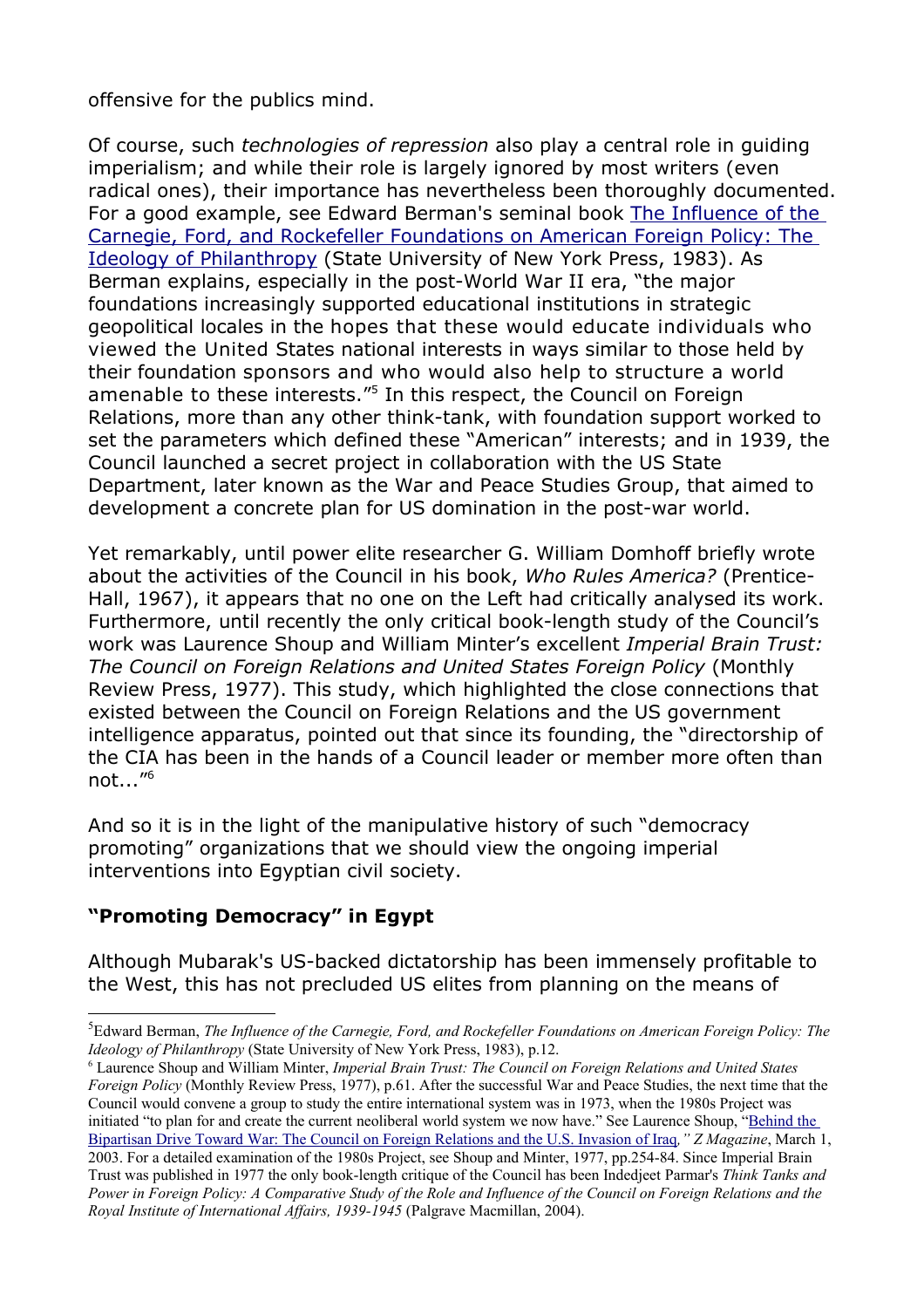offensive for the publics mind.

Of course, such *technologies of repression* also play a central role in guiding imperialism; and while their role is largely ignored by most writers (even radical ones), their importance has nevertheless been thoroughly documented. For a good example, see Edward Berman's seminal book [The Influence of the Carnegie, Ford, and Rockefeller Foundations on American Foreign Policy: The Ideology of Philanthropy]() (State University of New York Press, 1983). As Berman explains, especially in the post-World War II era, "the major foundations increasingly supported educational institutions in strategic geopolitical locales in the hopes that these would educate individuals who viewed the United States national interests in ways similar to those held by their foundation sponsors and who would also help to structure a world amenable to these interests."[5] In this respect, the Council on Foreign Relations, more than any other think-tank, with foundation support worked to set the parameters which defined these "American" interests; and in 1939, the Council launched a secret project in collaboration with the US State Department, later known as the War and Peace Studies Group, that aimed to development a concrete plan for US domination in the post-war world.

Yet remarkably, until power elite researcher G. William Domhoff briefly wrote about the activities of the Council in his book, *Who Rules America?* (Prentice-Hall, 1967), it appears that no one on the Left had critically analysed its work. Furthermore, until recently the only critical book-length study of the Council's work was Laurence Shoup and William Minter's excellent *Imperial Brain Trust: The Council on Foreign Relations and United States Foreign Policy* (Monthly Review Press, 1977). This study, which highlighted the close connections that existed between the Council on Foreign Relations and the US government intelligence apparatus, pointed out that since its founding, the "directorship of the CIA has been in the hands of a Council leader or member more often than not..."[6]

And so it is in the light of the manipulative history of such "democracy promoting" organizations that we should view the ongoing imperial interventions into Egyptian civil society.

## "Promoting Democracy" in Egypt

Although Mubarak's US-backed dictatorship has been immensely profitable to the West, this has not precluded US elites from planning on the means of

---

[5] Edward Berman, *The Influence of the Carnegie, Ford, and Rockefeller Foundations on American Foreign Policy: The Ideology of Philanthropy* (State University of New York Press, 1983), p.12.

[6] Laurence Shoup and William Minter, *Imperial Brain Trust: The Council on Foreign Relations and United States Foreign Policy* (Monthly Review Press, 1977), p.61. After the successful War and Peace Studies, the next time that the Council would convene a group to study the entire international system was in 1973, when the 1980s Project was initiated "to plan for and create the current neoliberal world system we now have." See Laurence Shoup, "[Behind the Bipartisan Drive Toward War: The Council on Foreign Relations and the U.S. Invasion of Iraq]()," *Z Magazine*, March 1, 2003. For a detailed examination of the 1980s Project, see Shoup and Minter, 1977, pp.254-84. Since Imperial Brain Trust was published in 1977 the only book-length critique of the Council has been Indedjeet Parmar's *Think Tanks and Power in Foreign Policy: A Comparative Study of the Role and Influence of the Council on Foreign Relations and the Royal Institute of International Affairs, 1939-1945* (Palgrave Macmillan, 2004).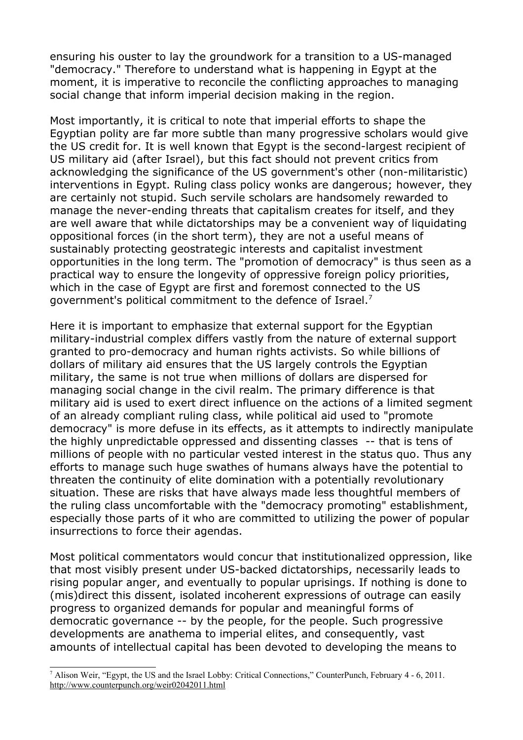ensuring his ouster to lay the groundwork for a transition to a US-managed "democracy." Therefore to understand what is happening in Egypt at the moment, it is imperative to reconcile the conflicting approaches to managing social change that inform imperial decision making in the region.

Most importantly, it is critical to note that imperial efforts to shape the Egyptian polity are far more subtle than many progressive scholars would give the US credit for. It is well known that Egypt is the second-largest recipient of US military aid (after Israel), but this fact should not prevent critics from acknowledging the significance of the US government's other (non-militaristic) interventions in Egypt. Ruling class policy wonks are dangerous; however, they are certainly not stupid. Such servile scholars are handsomely rewarded to manage the never-ending threats that capitalism creates for itself, and they are well aware that while dictatorships may be a convenient way of liquidating oppositional forces (in the short term), they are not a useful means of sustainably protecting geostrategic interests and capitalist investment opportunities in the long term. The "promotion of democracy" is thus seen as a practical way to ensure the longevity of oppressive foreign policy priorities, which in the case of Egypt are first and foremost connected to the US government's political commitment to the defence of Israel.[7]

Here it is important to emphasize that external support for the Egyptian military-industrial complex differs vastly from the nature of external support granted to pro-democracy and human rights activists. So while billions of dollars of military aid ensures that the US largely controls the Egyptian military, the same is not true when millions of dollars are dispersed for managing social change in the civil realm. The primary difference is that military aid is used to exert direct influence on the actions of a limited segment of an already compliant ruling class, while political aid used to "promote democracy" is more defuse in its effects, as it attempts to indirectly manipulate the highly unpredictable oppressed and dissenting classes -- that is tens of millions of people with no particular vested interest in the status quo. Thus any efforts to manage such huge swathes of humans always have the potential to threaten the continuity of elite domination with a potentially revolutionary situation. These are risks that have always made less thoughtful members of the ruling class uncomfortable with the "democracy promoting" establishment, especially those parts of it who are committed to utilizing the power of popular insurrections to force their agendas.

Most political commentators would concur that institutionalized oppression, like that most visibly present under US-backed dictatorships, necessarily leads to rising popular anger, and eventually to popular uprisings. If nothing is done to (mis)direct this dissent, isolated incoherent expressions of outrage can easily progress to organized demands for popular and meaningful forms of democratic governance -- by the people, for the people. Such progressive developments are anathema to imperial elites, and consequently, vast amounts of intellectual capital has been devoted to developing the means to

---

[7] Alison Weir, "Egypt, the US and the Israel Lobby: Critical Connections," CounterPunch, February 4 - 6, 2011. http://www.counterpunch.org/weir02042011.html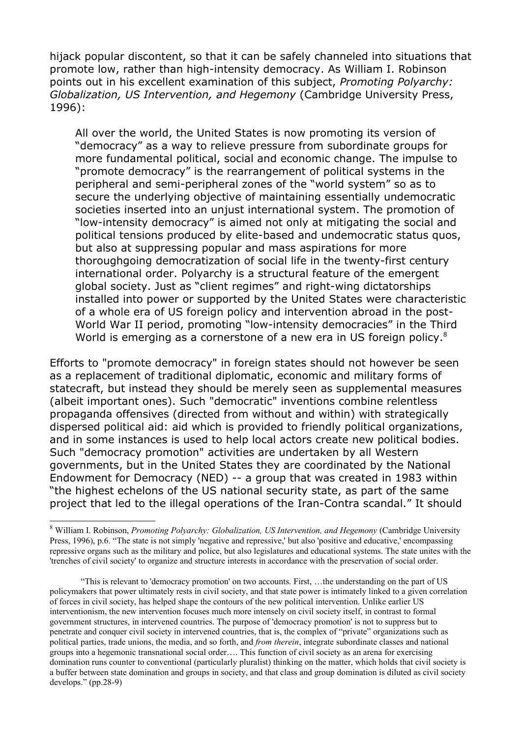hijack popular discontent, so that it can be safely channeled into situations that promote low, rather than high-intensity democracy. As William I. Robinson points out in his excellent examination of this subject, *Promoting Polyarchy: Globalization, US Intervention, and Hegemony* (Cambridge University Press, 1996):

> All over the world, the United States is now promoting its version of "democracy" as a way to relieve pressure from subordinate groups for more fundamental political, social and economic change. The impulse to "promote democracy" is the rearrangement of political systems in the peripheral and semi-peripheral zones of the "world system" so as to secure the underlying objective of maintaining essentially undemocratic societies inserted into an unjust international system. The promotion of "low-intensity democracy" is aimed not only at mitigating the social and political tensions produced by elite-based and undemocratic status quos, but also at suppressing popular and mass aspirations for more thoroughgoing democratization of social life in the twenty-first century international order. Polyarchy is a structural feature of the emergent global society. Just as "client regimes" and right-wing dictatorships installed into power or supported by the United States were characteristic of a whole era of US foreign policy and intervention abroad in the post-World War II period, promoting "low-intensity democracies" in the Third World is emerging as a cornerstone of a new era in US foreign policy.[8]

Efforts to "promote democracy" in foreign states should not however be seen as a replacement of traditional diplomatic, economic and military forms of statecraft, but instead they should be merely seen as supplemental measures (albeit important ones). Such "democratic" inventions combine relentless propaganda offensives (directed from without and within) with strategically dispersed political aid: aid which is provided to friendly political organizations, and in some instances is used to help local actors create new political bodies. Such "democracy promotion" activities are undertaken by all Western governments, but in the United States they are coordinated by the National Endowment for Democracy (NED) -- a group that was created in 1983 within "the highest echelons of the US national security state, as part of the same project that led to the illegal operations of the Iran-Contra scandal." It should

---

[8] William I. Robinson, *Promoting Polyarchy: Globalization, US Intervention, and Hegemony* (Cambridge University Press, 1996), p.6. "The state is not simply 'negative and repressive,' but also 'positive and educative,' encompassing repressive organs such as the military and police, but also legislatures and educational systems. The state unites with the 'trenches of civil society' to organize and structure interests in accordance with the preservation of social order.

"This is relevant to 'democracy promotion' on two accounts. First, …the understanding on the part of US policymakers that power ultimately rests in civil society, and that state power is intimately linked to a given correlation of forces in civil society, has helped shape the contours of the new political intervention. Unlike earlier US interventionism, the new intervention focuses much more intensely on civil society itself, in contrast to formal government structures, in intervened countries. The purpose of 'democracy promotion' is not to suppress but to penetrate and conquer civil society in intervened countries, that is, the complex of "private" organizations such as political parties, trade unions, the media, and so forth, and *from therein*, integrate subordinate classes and national groups into a hegemonic transnational social order…. This function of civil society as an arena for exercising domination runs counter to conventional (particularly pluralist) thinking on the matter, which holds that civil society is a buffer between state domination and groups in society, and that class and group domination is diluted as civil society develops." (pp.28-9)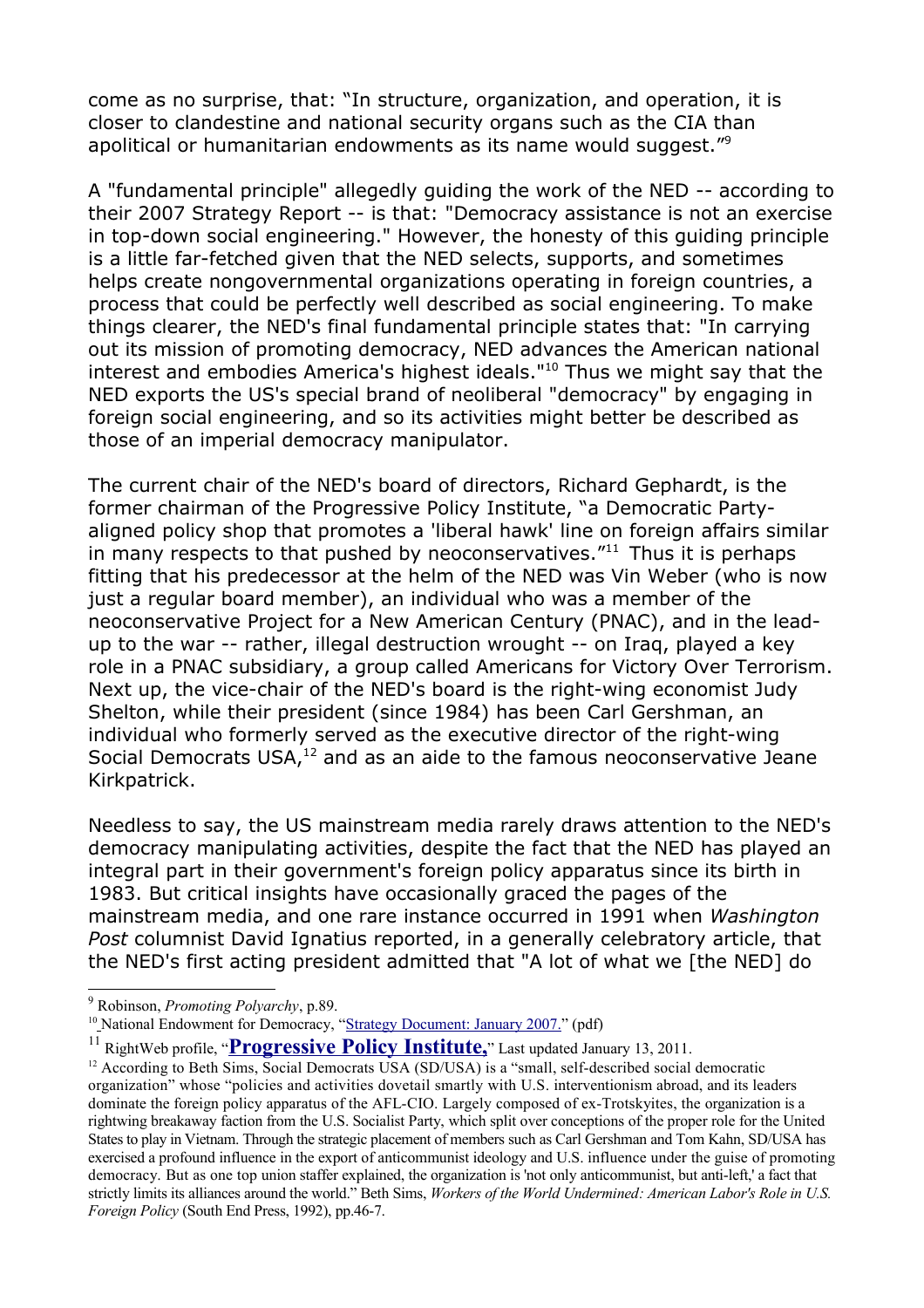come as no surprise, that: "In structure, organization, and operation, it is closer to clandestine and national security organs such as the CIA than apolitical or humanitarian endowments as its name would suggest."[9]

A "fundamental principle" allegedly guiding the work of the NED -- according to their 2007 Strategy Report -- is that: "Democracy assistance is not an exercise in top-down social engineering." However, the honesty of this guiding principle is a little far-fetched given that the NED selects, supports, and sometimes helps create nongovernmental organizations operating in foreign countries, a process that could be perfectly well described as social engineering. To make things clearer, the NED's final fundamental principle states that: "In carrying out its mission of promoting democracy, NED advances the American national interest and embodies America's highest ideals."[10] Thus we might say that the NED exports the US's special brand of neoliberal "democracy" by engaging in foreign social engineering, and so its activities might better be described as those of an imperial democracy manipulator.

The current chair of the NED's board of directors, Richard Gephardt, is the former chairman of the Progressive Policy Institute, "a Democratic Party-aligned policy shop that promotes a 'liberal hawk' line on foreign affairs similar in many respects to that pushed by neoconservatives."[11] Thus it is perhaps fitting that his predecessor at the helm of the NED was Vin Weber (who is now just a regular board member), an individual who was a member of the neoconservative Project for a New American Century (PNAC), and in the lead-up to the war -- rather, illegal destruction wrought -- on Iraq, played a key role in a PNAC subsidiary, a group called Americans for Victory Over Terrorism. Next up, the vice-chair of the NED's board is the right-wing economist Judy Shelton, while their president (since 1984) has been Carl Gershman, an individual who formerly served as the executive director of the right-wing Social Democrats USA,[12] and as an aide to the famous neoconservative Jeane Kirkpatrick.

Needless to say, the US mainstream media rarely draws attention to the NED's democracy manipulating activities, despite the fact that the NED has played an integral part in their government's foreign policy apparatus since its birth in 1983. But critical insights have occasionally graced the pages of the mainstream media, and one rare instance occurred in 1991 when *Washington Post* columnist David Ignatius reported, in a generally celebratory article, that the NED's first acting president admitted that "A lot of what we [the NED] do

---

[9] Robinson, *Promoting Polyarchy*, p.89.

[10] National Endowment for Democracy, "Strategy Document: January 2007." (pdf)

[11] RightWeb profile, "**Progressive Policy Institute,**" Last updated January 13, 2011.

[12] According to Beth Sims, Social Democrats USA (SD/USA) is a "small, self-described social democratic organization" whose "policies and activities dovetail smartly with U.S. interventionism abroad, and its leaders dominate the foreign policy apparatus of the AFL-CIO. Largely composed of ex-Trotskyites, the organization is a rightwing breakaway faction from the U.S. Socialist Party, which split over conceptions of the proper role for the United States to play in Vietnam. Through the strategic placement of members such as Carl Gershman and Tom Kahn, SD/USA has exercised a profound influence in the export of anticommunist ideology and U.S. influence under the guise of promoting democracy. But as one top union staffer explained, the organization is 'not only anticommunist, but anti-left,' a fact that strictly limits its alliances around the world." Beth Sims, *Workers of the World Undermined: American Labor's Role in U.S. Foreign Policy* (South End Press, 1992), pp.46-7.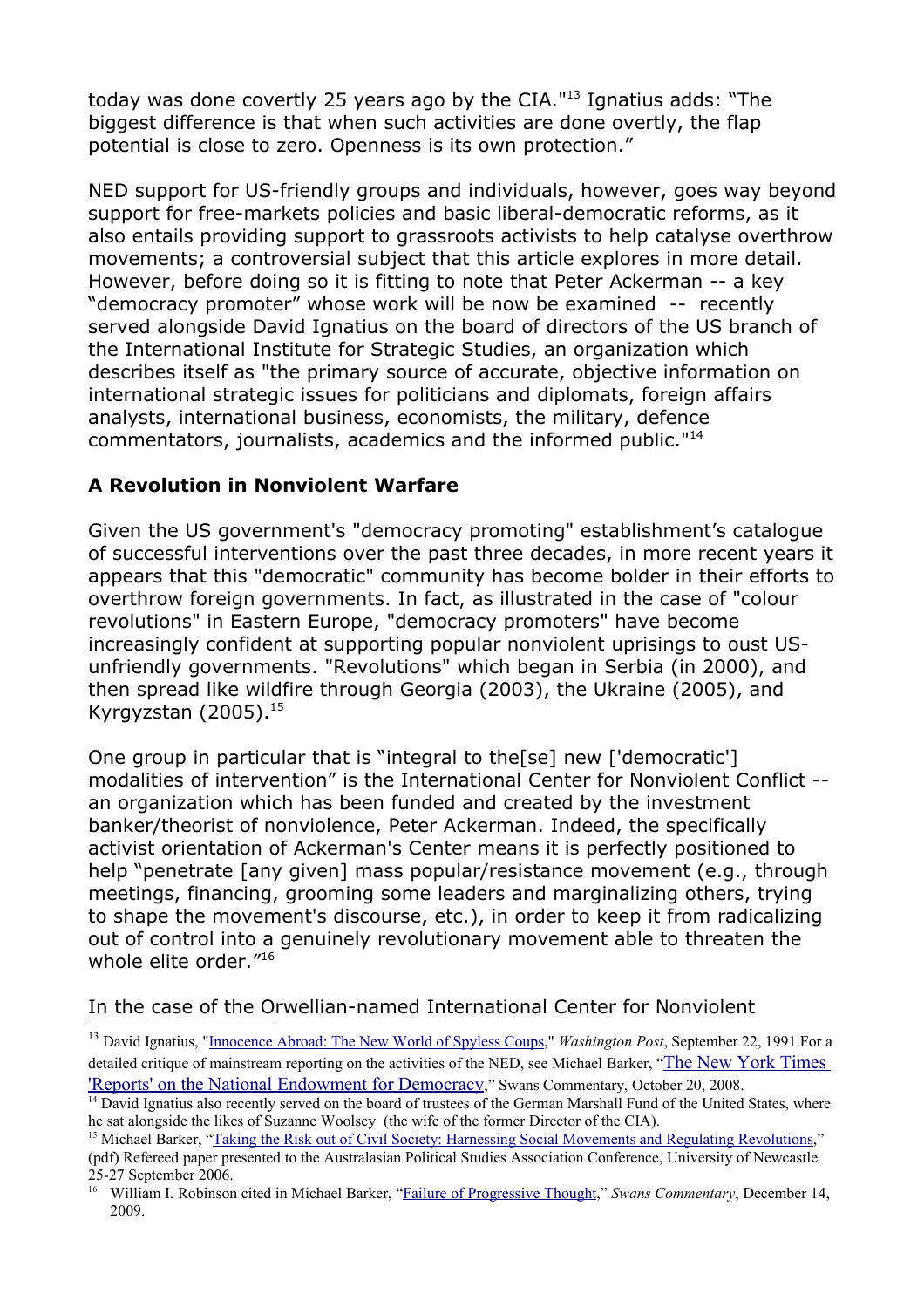today was done covertly 25 years ago by the CIA."[13] Ignatius adds: "The biggest difference is that when such activities are done overtly, the flap potential is close to zero. Openness is its own protection."

NED support for US-friendly groups and individuals, however, goes way beyond support for free-markets policies and basic liberal-democratic reforms, as it also entails providing support to grassroots activists to help catalyse overthrow movements; a controversial subject that this article explores in more detail. However, before doing so it is fitting to note that Peter Ackerman -- a key "democracy promoter" whose work will be now be examined -- recently served alongside David Ignatius on the board of directors of the US branch of the International Institute for Strategic Studies, an organization which describes itself as "the primary source of accurate, objective information on international strategic issues for politicians and diplomats, foreign affairs analysts, international business, economists, the military, defence commentators, journalists, academics and the informed public."[14]

## A Revolution in Nonviolent Warfare

Given the US government's "democracy promoting" establishment's catalogue of successful interventions over the past three decades, in more recent years it appears that this "democratic" community has become bolder in their efforts to overthrow foreign governments. In fact, as illustrated in the case of "colour revolutions" in Eastern Europe, "democracy promoters" have become increasingly confident at supporting popular nonviolent uprisings to oust US-unfriendly governments. "Revolutions" which began in Serbia (in 2000), and then spread like wildfire through Georgia (2003), the Ukraine (2005), and Kyrgyzstan (2005).[15]

One group in particular that is "integral to the[se] new ['democratic'] modalities of intervention" is the International Center for Nonviolent Conflict -- an organization which has been funded and created by the investment banker/theorist of nonviolence, Peter Ackerman. Indeed, the specifically activist orientation of Ackerman's Center means it is perfectly positioned to help "penetrate [any given] mass popular/resistance movement (e.g., through meetings, financing, grooming some leaders and marginalizing others, trying to shape the movement's discourse, etc.), in order to keep it from radicalizing out of control into a genuinely revolutionary movement able to threaten the whole elite order."[16]

In the case of the Orwellian-named International Center for Nonviolent

---

[13] David Ignatius, "Innocence Abroad: The New World of Spyless Coups," *Washington Post*, September 22, 1991.For a detailed critique of mainstream reporting on the activities of the NED, see Michael Barker, "The New York Times 'Reports' on the National Endowment for Democracy," Swans Commentary, October 20, 2008.

[14] David Ignatius also recently served on the board of trustees of the German Marshall Fund of the United States, where he sat alongside the likes of Suzanne Woolsey (the wife of the former Director of the CIA).

[15] Michael Barker, "Taking the Risk out of Civil Society: Harnessing Social Movements and Regulating Revolutions," (pdf) Refereed paper presented to the Australasian Political Studies Association Conference, University of Newcastle 25-27 September 2006.

[16] William I. Robinson cited in Michael Barker, "Failure of Progressive Thought," *Swans Commentary*, December 14, 2009.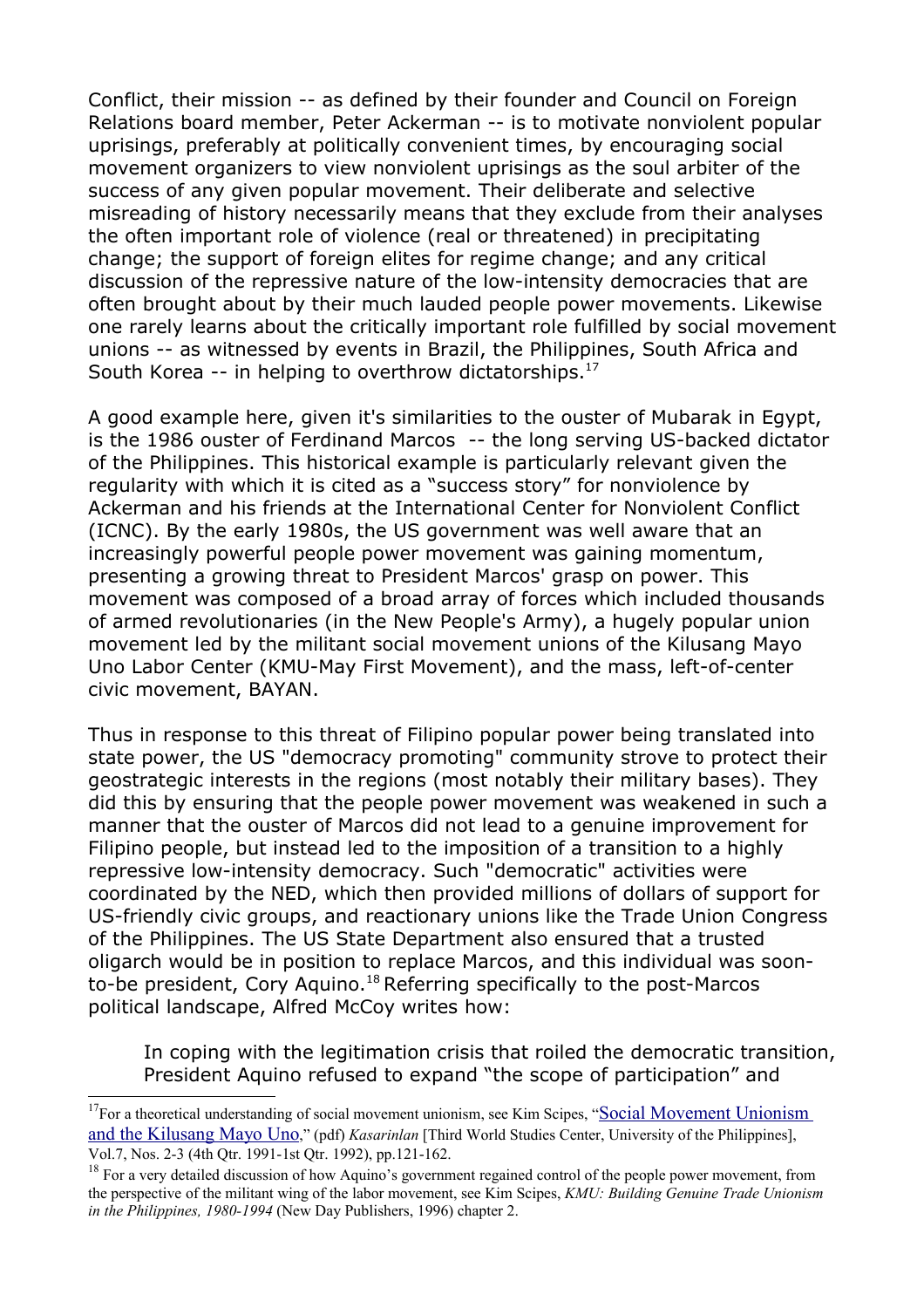Conflict, their mission -- as defined by their founder and Council on Foreign Relations board member, Peter Ackerman -- is to motivate nonviolent popular uprisings, preferably at politically convenient times, by encouraging social movement organizers to view nonviolent uprisings as the soul arbiter of the success of any given popular movement. Their deliberate and selective misreading of history necessarily means that they exclude from their analyses the often important role of violence (real or threatened) in precipitating change; the support of foreign elites for regime change; and any critical discussion of the repressive nature of the low-intensity democracies that are often brought about by their much lauded people power movements. Likewise one rarely learns about the critically important role fulfilled by social movement unions -- as witnessed by events in Brazil, the Philippines, South Africa and South Korea -- in helping to overthrow dictatorships.[17]

A good example here, given it's similarities to the ouster of Mubarak in Egypt, is the 1986 ouster of Ferdinand Marcos -- the long serving US-backed dictator of the Philippines. This historical example is particularly relevant given the regularity with which it is cited as a "success story" for nonviolence by Ackerman and his friends at the International Center for Nonviolent Conflict (ICNC). By the early 1980s, the US government was well aware that an increasingly powerful people power movement was gaining momentum, presenting a growing threat to President Marcos' grasp on power. This movement was composed of a broad array of forces which included thousands of armed revolutionaries (in the New People's Army), a hugely popular union movement led by the militant social movement unions of the Kilusang Mayo Uno Labor Center (KMU-May First Movement), and the mass, left-of-center civic movement, BAYAN.

Thus in response to this threat of Filipino popular power being translated into state power, the US "democracy promoting" community strove to protect their geostrategic interests in the regions (most notably their military bases). They did this by ensuring that the people power movement was weakened in such a manner that the ouster of Marcos did not lead to a genuine improvement for Filipino people, but instead led to the imposition of a transition to a highly repressive low-intensity democracy. Such "democratic" activities were coordinated by the NED, which then provided millions of dollars of support for US-friendly civic groups, and reactionary unions like the Trade Union Congress of the Philippines. The US State Department also ensured that a trusted oligarch would be in position to replace Marcos, and this individual was soon-to-be president, Cory Aquino.[18] Referring specifically to the post-Marcos political landscape, Alfred McCoy writes how:

> In coping with the legitimation crisis that roiled the democratic transition, President Aquino refused to expand "the scope of participation" and

---

[17] For a theoretical understanding of social movement unionism, see Kim Scipes, "Social Movement Unionism and the Kilusang Mayo Uno," (pdf) *Kasarinlan* [Third World Studies Center, University of the Philippines], Vol.7, Nos. 2-3 (4th Qtr. 1991-1st Qtr. 1992), pp.121-162.

[18] For a very detailed discussion of how Aquino's government regained control of the people power movement, from the perspective of the militant wing of the labor movement, see Kim Scipes, *KMU: Building Genuine Trade Unionism in the Philippines, 1980-1994* (New Day Publishers, 1996) chapter 2.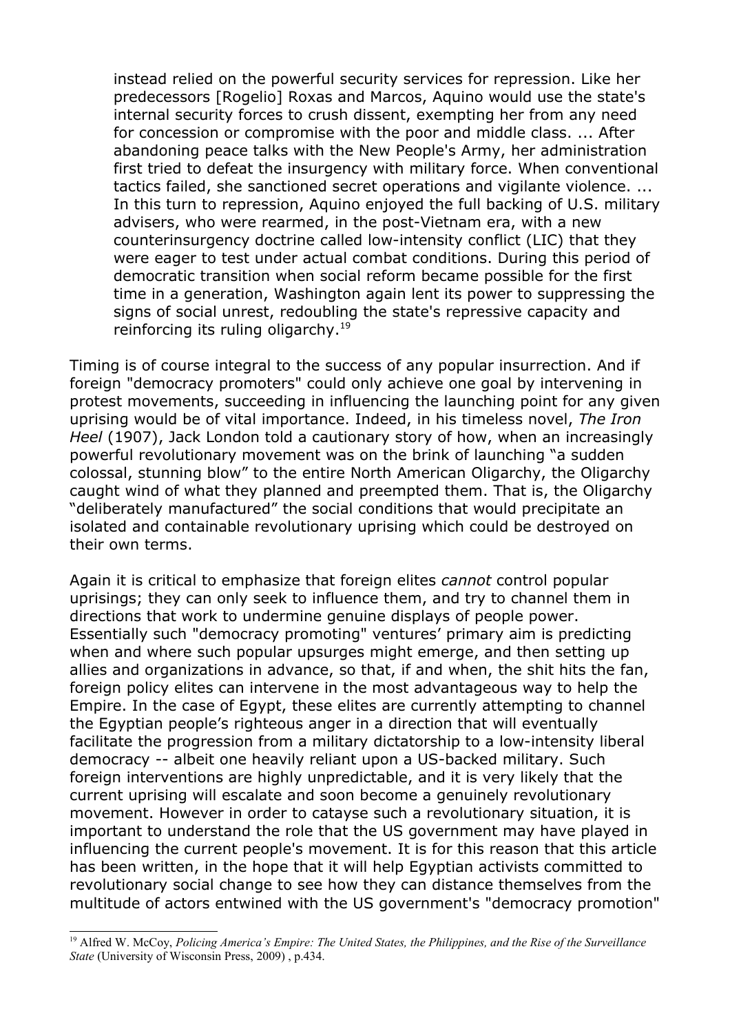> instead relied on the powerful security services for repression. Like her predecessors [Rogelio] Roxas and Marcos, Aquino would use the state's internal security forces to crush dissent, exempting her from any need for concession or compromise with the poor and middle class. ... After abandoning peace talks with the New People's Army, her administration first tried to defeat the insurgency with military force. When conventional tactics failed, she sanctioned secret operations and vigilante violence. ... In this turn to repression, Aquino enjoyed the full backing of U.S. military advisers, who were rearmed, in the post-Vietnam era, with a new counterinsurgency doctrine called low-intensity conflict (LIC) that they were eager to test under actual combat conditions. During this period of democratic transition when social reform became possible for the first time in a generation, Washington again lent its power to suppressing the signs of social unrest, redoubling the state's repressive capacity and reinforcing its ruling oligarchy.[19]

Timing is of course integral to the success of any popular insurrection. And if foreign "democracy promoters" could only achieve one goal by intervening in protest movements, succeeding in influencing the launching point for any given uprising would be of vital importance. Indeed, in his timeless novel, *The Iron Heel* (1907), Jack London told a cautionary story of how, when an increasingly powerful revolutionary movement was on the brink of launching "a sudden colossal, stunning blow" to the entire North American Oligarchy, the Oligarchy caught wind of what they planned and preempted them. That is, the Oligarchy "deliberately manufactured" the social conditions that would precipitate an isolated and containable revolutionary uprising which could be destroyed on their own terms.

Again it is critical to emphasize that foreign elites *cannot* control popular uprisings; they can only seek to influence them, and try to channel them in directions that work to undermine genuine displays of people power. Essentially such "democracy promoting" ventures' primary aim is predicting when and where such popular upsurges might emerge, and then setting up allies and organizations in advance, so that, if and when, the shit hits the fan, foreign policy elites can intervene in the most advantageous way to help the Empire. In the case of Egypt, these elites are currently attempting to channel the Egyptian people's righteous anger in a direction that will eventually facilitate the progression from a military dictatorship to a low-intensity liberal democracy -- albeit one heavily reliant upon a US-backed military. Such foreign interventions are highly unpredictable, and it is very likely that the current uprising will escalate and soon become a genuinely revolutionary movement. However in order to catayse such a revolutionary situation, it is important to understand the role that the US government may have played in influencing the current people's movement. It is for this reason that this article has been written, in the hope that it will help Egyptian activists committed to revolutionary social change to see how they can distance themselves from the multitude of actors entwined with the US government's "democracy promotion"

---

[19] Alfred W. McCoy, *Policing America's Empire: The United States, the Philippines, and the Rise of the Surveillance State* (University of Wisconsin Press, 2009) , p.434.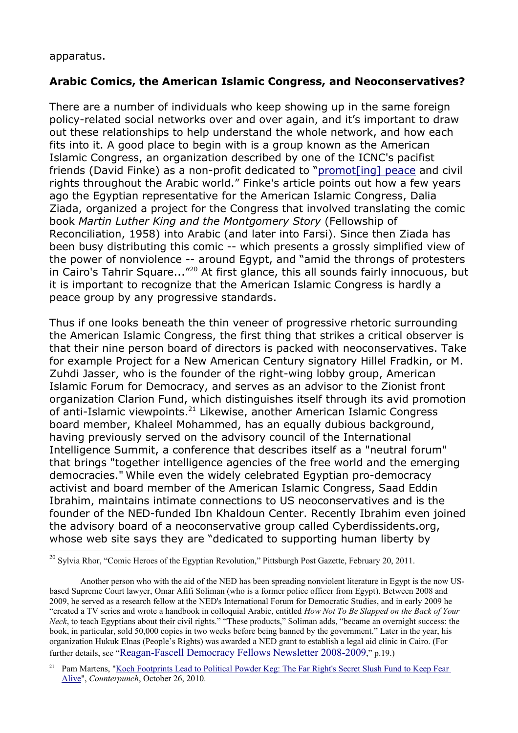apparatus.

**Arabic Comics, the American Islamic Congress, and Neoconservatives?**

There are a number of individuals who keep showing up in the same foreign policy-related social networks over and over again, and it's important to draw out these relationships to help understand the whole network, and how each fits into it. A good place to begin with is a group known as the American Islamic Congress, an organization described by one of the ICNC's pacifist friends (David Finke) as a non-profit dedicated to "promot[ing] peace and civil rights throughout the Arabic world." Finke's article points out how a few years ago the Egyptian representative for the American Islamic Congress, Dalia Ziada, organized a project for the Congress that involved translating the comic book *Martin Luther King and the Montgomery Story* (Fellowship of Reconciliation, 1958) into Arabic (and later into Farsi). Since then Ziada has been busy distributing this comic -- which presents a grossly simplified view of the power of nonviolence -- around Egypt, and "amid the throngs of protesters in Cairo's Tahrir Square..."[20] At first glance, this all sounds fairly innocuous, but it is important to recognize that the American Islamic Congress is hardly a peace group by any progressive standards.

Thus if one looks beneath the thin veneer of progressive rhetoric surrounding the American Islamic Congress, the first thing that strikes a critical observer is that their nine person board of directors is packed with neoconservatives. Take for example Project for a New American Century signatory Hillel Fradkin, or M. Zuhdi Jasser, who is the founder of the right-wing lobby group, American Islamic Forum for Democracy, and serves as an advisor to the Zionist front organization Clarion Fund, which distinguishes itself through its avid promotion of anti-Islamic viewpoints.[21] Likewise, another American Islamic Congress board member, Khaleel Mohammed, has an equally dubious background, having previously served on the advisory council of the International Intelligence Summit, a conference that describes itself as a "neutral forum" that brings "together intelligence agencies of the free world and the emerging democracies." While even the widely celebrated Egyptian pro-democracy activist and board member of the American Islamic Congress, Saad Eddin Ibrahim, maintains intimate connections to US neoconservatives and is the founder of the NED-funded Ibn Khaldoun Center. Recently Ibrahim even joined the advisory board of a neoconservative group called Cyberdissidents.org, whose web site says they are "dedicated to supporting human liberty by

---

[20] Sylvia Rhor, "Comic Heroes of the Egyptian Revolution," Pittsburgh Post Gazette, February 20, 2011.

Another person who with the aid of the NED has been spreading nonviolent literature in Egypt is the now US-based Supreme Court lawyer, Omar Afifi Soliman (who is a former police officer from Egypt). Between 2008 and 2009, he served as a research fellow at the NED's International Forum for Democratic Studies, and in early 2009 he "created a TV series and wrote a handbook in colloquial Arabic, entitled *How Not To Be Slapped on the Back of Your Neck*, to teach Egyptians about their civil rights." "These products," Soliman adds, "became an overnight success: the book, in particular, sold 50,000 copies in two weeks before being banned by the government." Later in the year, his organization Hukuk Elnas (People's Rights) was awarded a NED grant to establish a legal aid clinic in Cairo. (For further details, see "Reagan-Fascell Democracy Fellows Newsletter 2008-2009," p.19.)

[21] Pam Martens, "Koch Footprints Lead to Political Powder Keg: The Far Right's Secret Slush Fund to Keep Fear Alive", *Counterpunch*, October 26, 2010.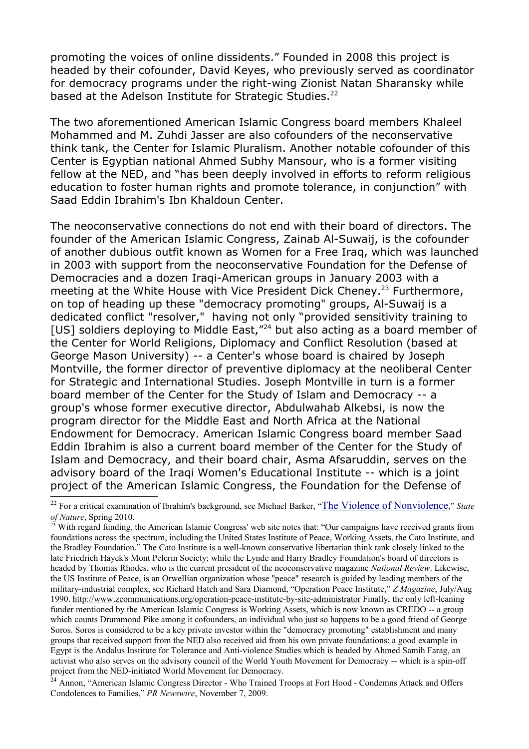promoting the voices of online dissidents." Founded in 2008 this project is headed by their cofounder, David Keyes, who previously served as coordinator for democracy programs under the right-wing Zionist Natan Sharansky while based at the Adelson Institute for Strategic Studies.[22]

The two aforementioned American Islamic Congress board members Khaleel Mohammed and M. Zuhdi Jasser are also cofounders of the neconservative think tank, the Center for Islamic Pluralism. Another notable cofounder of this Center is Egyptian national Ahmed Subhy Mansour, who is a former visiting fellow at the NED, and "has been deeply involved in efforts to reform religious education to foster human rights and promote tolerance, in conjunction" with Saad Eddin Ibrahim's Ibn Khaldoun Center.

The neoconservative connections do not end with their board of directors. The founder of the American Islamic Congress, Zainab Al-Suwaij, is the cofounder of another dubious outfit known as Women for a Free Iraq, which was launched in 2003 with support from the neoconservative Foundation for the Defense of Democracies and a dozen Iraqi-American groups in January 2003 with a meeting at the White House with Vice President Dick Cheney.[23] Furthermore, on top of heading up these "democracy promoting" groups, Al-Suwaij is a dedicated conflict "resolver," having not only "provided sensitivity training to [US] soldiers deploying to Middle East,"[24] but also acting as a board member of the Center for World Religions, Diplomacy and Conflict Resolution (based at George Mason University) -- a Center's whose board is chaired by Joseph Montville, the former director of preventive diplomacy at the neoliberal Center for Strategic and International Studies. Joseph Montville in turn is a former board member of the Center for the Study of Islam and Democracy -- a group's whose former executive director, Abdulwahab Alkebsi, is now the program director for the Middle East and North Africa at the National Endowment for Democracy. American Islamic Congress board member Saad Eddin Ibrahim is also a current board member of the Center for the Study of Islam and Democracy, and their board chair, Asma Afsaruddin, serves on the advisory board of the Iraqi Women's Educational Institute -- which is a joint project of the American Islamic Congress, the Foundation for the Defense of

---

[22] For a critical examination of Ibrahim's background, see Michael Barker, "The Violence of Nonviolence," *State of Nature*, Spring 2010.

[23] With regard funding, the American Islamic Congress' web site notes that: "Our campaigns have received grants from foundations across the spectrum, including the United States Institute of Peace, Working Assets, the Cato Institute, and the Bradley Foundation." The Cato Institute is a well-known conservative libertarian think tank closely linked to the late Friedrich Hayek's Mont Pelerin Society; while the Lynde and Harry Bradley Foundation's board of directors is headed by Thomas Rhodes, who is the current president of the neoconservative magazine *National Review*. Likewise, the US Institute of Peace, is an Orwellian organization whose "peace" research is guided by leading members of the military-industrial complex, see Richard Hatch and Sara Diamond, "Operation Peace Institute," *Z Magazine*, July/Aug 1990. http://www.zcommunications.org/operation-peace-institute-by-site-administrator Finally, the only left-leaning funder mentioned by the American Islamic Congress is Working Assets, which is now known as CREDO -- a group which counts Drummond Pike among it cofounders, an individual who just so happens to be a good friend of George Soros. Soros is considered to be a key private investor within the "democracy promoting" establishment and many groups that received support from the NED also received aid from his own private foundations: a good example in Egypt is the Andalus Institute for Tolerance and Anti-violence Studies which is headed by Ahmed Samih Farag, an activist who also serves on the advisory council of the World Youth Movement for Democracy -- which is a spin-off project from the NED-initiated World Movement for Democracy.

[24] Annon, "American Islamic Congress Director - Who Trained Troops at Fort Hood - Condemns Attack and Offers Condolences to Families," *PR Newswire*, November 7, 2009.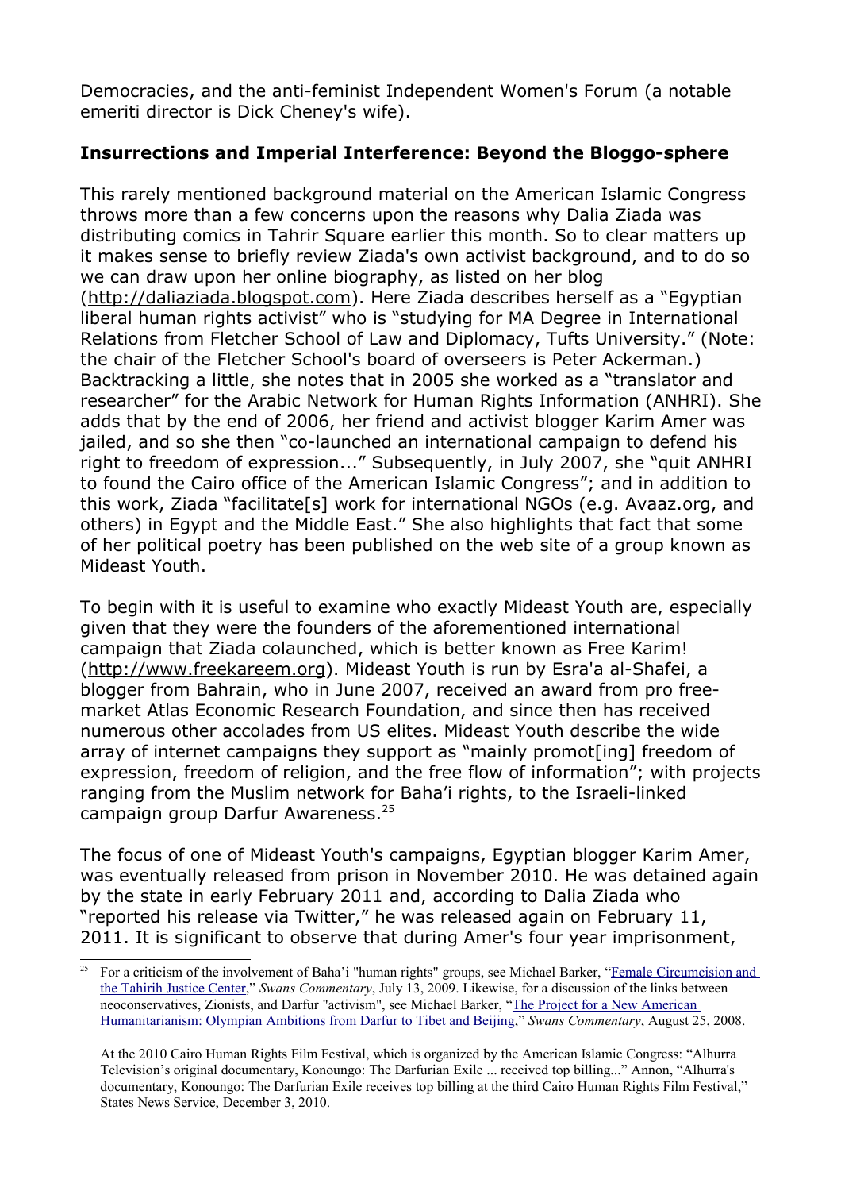Democracies, and the anti-feminist Independent Women's Forum (a notable emeriti director is Dick Cheney's wife).

**Insurrections and Imperial Interference: Beyond the Bloggo-sphere**

This rarely mentioned background material on the American Islamic Congress throws more than a few concerns upon the reasons why Dalia Ziada was distributing comics in Tahrir Square earlier this month. So to clear matters up it makes sense to briefly review Ziada's own activist background, and to do so we can draw upon her online biography, as listed on her blog (http://daliaziada.blogspot.com). Here Ziada describes herself as a "Egyptian liberal human rights activist" who is "studying for MA Degree in International Relations from Fletcher School of Law and Diplomacy, Tufts University." (Note: the chair of the Fletcher School's board of overseers is Peter Ackerman.) Backtracking a little, she notes that in 2005 she worked as a "translator and researcher" for the Arabic Network for Human Rights Information (ANHRI). She adds that by the end of 2006, her friend and activist blogger Karim Amer was jailed, and so she then "co-launched an international campaign to defend his right to freedom of expression..." Subsequently, in July 2007, she "quit ANHRI to found the Cairo office of the American Islamic Congress"; and in addition to this work, Ziada "facilitate[s] work for international NGOs (e.g. Avaaz.org, and others) in Egypt and the Middle East." She also highlights that fact that some of her political poetry has been published on the web site of a group known as Mideast Youth.

To begin with it is useful to examine who exactly Mideast Youth are, especially given that they were the founders of the aforementioned international campaign that Ziada colaunched, which is better known as Free Karim! (http://www.freekareem.org). Mideast Youth is run by Esra'a al-Shafei, a blogger from Bahrain, who in June 2007, received an award from pro free-market Atlas Economic Research Foundation, and since then has received numerous other accolades from US elites. Mideast Youth describe the wide array of internet campaigns they support as "mainly promot[ing] freedom of expression, freedom of religion, and the free flow of information"; with projects ranging from the Muslim network for Baha'i rights, to the Israeli-linked campaign group Darfur Awareness.[25]

The focus of one of Mideast Youth's campaigns, Egyptian blogger Karim Amer, was eventually released from prison in November 2010. He was detained again by the state in early February 2011 and, according to Dalia Ziada who "reported his release via Twitter," he was released again on February 11, 2011. It is significant to observe that during Amer's four year imprisonment,

---

[25] For a criticism of the involvement of Baha'i "human rights" groups, see Michael Barker, "Female Circumcision and the Tahirih Justice Center," *Swans Commentary*, July 13, 2009. Likewise, for a discussion of the links between neoconservatives, Zionists, and Darfur "activism", see Michael Barker, "The Project for a New American Humanitarianism: Olympian Ambitions from Darfur to Tibet and Beijing," *Swans Commentary*, August 25, 2008.

At the 2010 Cairo Human Rights Film Festival, which is organized by the American Islamic Congress: "Alhurra Television's original documentary, Konoungo: The Darfurian Exile ... received top billing..." Annon, "Alhurra's documentary, Konoungo: The Darfurian Exile receives top billing at the third Cairo Human Rights Film Festival," States News Service, December 3, 2010.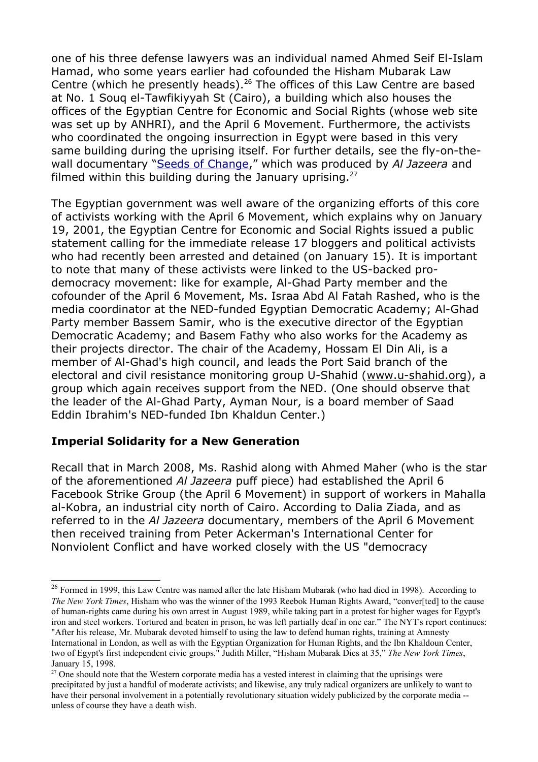one of his three defense lawyers was an individual named Ahmed Seif El-Islam Hamad, who some years earlier had cofounded the Hisham Mubarak Law Centre (which he presently heads).[26] The offices of this Law Centre are based at No. 1 Souq el-Tawfikiyyah St (Cairo), a building which also houses the offices of the Egyptian Centre for Economic and Social Rights (whose web site was set up by ANHRI), and the April 6 Movement. Furthermore, the activists who coordinated the ongoing insurrection in Egypt were based in this very same building during the uprising itself. For further details, see the fly-on-the-wall documentary "[Seeds of Change](#)," which was produced by *Al Jazeera* and filmed within this building during the January uprising.[27]

The Egyptian government was well aware of the organizing efforts of this core of activists working with the April 6 Movement, which explains why on January 19, 2001, the Egyptian Centre for Economic and Social Rights issued a public statement calling for the immediate release 17 bloggers and political activists who had recently been arrested and detained (on January 15). It is important to note that many of these activists were linked to the US-backed pro-democracy movement: like for example, Al-Ghad Party member and the cofounder of the April 6 Movement, Ms. Israa Abd Al Fatah Rashed, who is the media coordinator at the NED-funded Egyptian Democratic Academy; Al-Ghad Party member Bassem Samir, who is the executive director of the Egyptian Democratic Academy; and Basem Fathy who also works for the Academy as their projects director. The chair of the Academy, Hossam El Din Ali, is a member of Al-Ghad's high council, and leads the Port Said branch of the electoral and civil resistance monitoring group U-Shahid (www.u-shahid.org), a group which again receives support from the NED. (One should observe that the leader of the Al-Ghad Party, Ayman Nour, is a board member of Saad Eddin Ibrahim's NED-funded Ibn Khaldun Center.)

### Imperial Solidarity for a New Generation

Recall that in March 2008, Ms. Rashid along with Ahmed Maher (who is the star of the aforementioned *Al Jazeera* puff piece) had established the April 6 Facebook Strike Group (the April 6 Movement) in support of workers in Mahalla al-Kobra, an industrial city north of Cairo. According to Dalia Ziada, and as referred to in the *Al Jazeera* documentary, members of the April 6 Movement then received training from Peter Ackerman's International Center for Nonviolent Conflict and have worked closely with the US "democracy

---

[26] Formed in 1999, this Law Centre was named after the late Hisham Mubarak (who had died in 1998). According to *The New York Times*, Hisham who was the winner of the 1993 Reebok Human Rights Award, "conver[ted] to the cause of human-rights came during his own arrest in August 1989, while taking part in a protest for higher wages for Egypt's iron and steel workers. Tortured and beaten in prison, he was left partially deaf in one ear." The NYT's report continues: "After his release, Mr. Mubarak devoted himself to using the law to defend human rights, training at Amnesty International in London, as well as with the Egyptian Organization for Human Rights, and the Ibn Khaldoun Center, two of Egypt's first independent civic groups." Judith Miller, "Hisham Mubarak Dies at 35," *The New York Times*, January 15, 1998.

[27] One should note that the Western corporate media has a vested interest in claiming that the uprisings were precipitated by just a handful of moderate activists; and likewise, any truly radical organizers are unlikely to want to have their personal involvement in a potentially revolutionary situation widely publicized by the corporate media -- unless of course they have a death wish.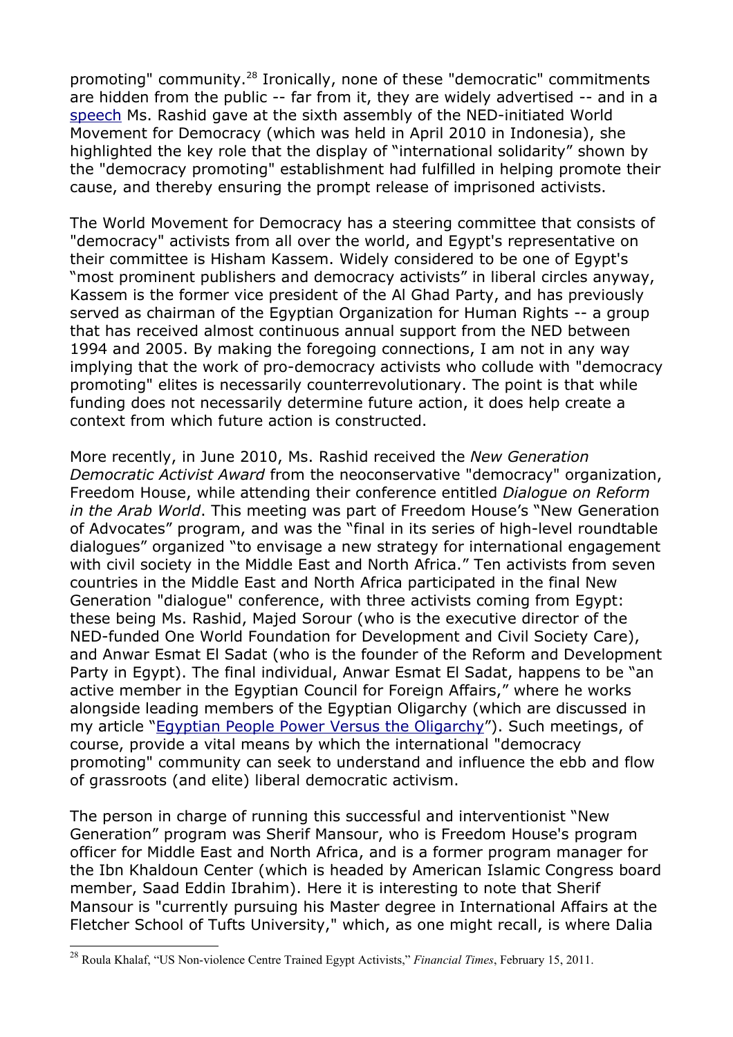promoting" community.[28] Ironically, none of these "democratic" commitments are hidden from the public -- far from it, they are widely advertised -- and in a speech Ms. Rashid gave at the sixth assembly of the NED-initiated World Movement for Democracy (which was held in April 2010 in Indonesia), she highlighted the key role that the display of "international solidarity" shown by the "democracy promoting" establishment had fulfilled in helping promote their cause, and thereby ensuring the prompt release of imprisoned activists.

The World Movement for Democracy has a steering committee that consists of "democracy" activists from all over the world, and Egypt's representative on their committee is Hisham Kassem. Widely considered to be one of Egypt's "most prominent publishers and democracy activists" in liberal circles anyway, Kassem is the former vice president of the Al Ghad Party, and has previously served as chairman of the Egyptian Organization for Human Rights -- a group that has received almost continuous annual support from the NED between 1994 and 2005. By making the foregoing connections, I am not in any way implying that the work of pro-democracy activists who collude with "democracy promoting" elites is necessarily counterrevolutionary. The point is that while funding does not necessarily determine future action, it does help create a context from which future action is constructed.

More recently, in June 2010, Ms. Rashid received the *New Generation Democratic Activist Award* from the neoconservative "democracy" organization, Freedom House, while attending their conference entitled *Dialogue on Reform in the Arab World*. This meeting was part of Freedom House's "New Generation of Advocates" program, and was the "final in its series of high-level roundtable dialogues" organized "to envisage a new strategy for international engagement with civil society in the Middle East and North Africa." Ten activists from seven countries in the Middle East and North Africa participated in the final New Generation "dialogue" conference, with three activists coming from Egypt: these being Ms. Rashid, Majed Sorour (who is the executive director of the NED-funded One World Foundation for Development and Civil Society Care), and Anwar Esmat El Sadat (who is the founder of the Reform and Development Party in Egypt). The final individual, Anwar Esmat El Sadat, happens to be "an active member in the Egyptian Council for Foreign Affairs," where he works alongside leading members of the Egyptian Oligarchy (which are discussed in my article "Egyptian People Power Versus the Oligarchy"). Such meetings, of course, provide a vital means by which the international "democracy promoting" community can seek to understand and influence the ebb and flow of grassroots (and elite) liberal democratic activism.

The person in charge of running this successful and interventionist "New Generation" program was Sherif Mansour, who is Freedom House's program officer for Middle East and North Africa, and is a former program manager for the Ibn Khaldoun Center (which is headed by American Islamic Congress board member, Saad Eddin Ibrahim). Here it is interesting to note that Sherif Mansour is "currently pursuing his Master degree in International Affairs at the Fletcher School of Tufts University," which, as one might recall, is where Dalia

[28] Roula Khalaf, "US Non-violence Centre Trained Egypt Activists," *Financial Times*, February 15, 2011.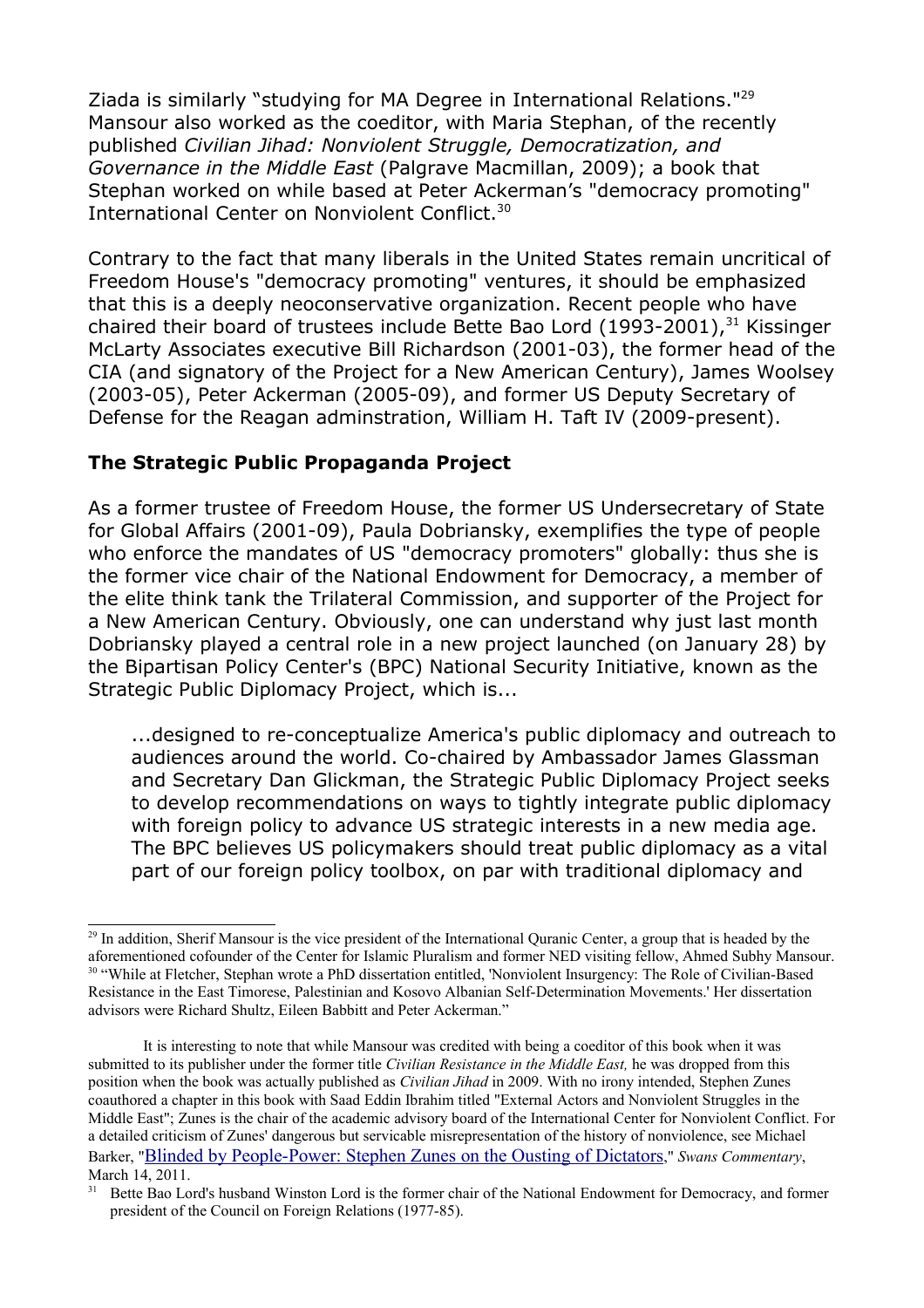Ziada is similarly "studying for MA Degree in International Relations."[29] Mansour also worked as the coeditor, with Maria Stephan, of the recently published *Civilian Jihad: Nonviolent Struggle, Democratization, and Governance in the Middle East* (Palgrave Macmillan, 2009); a book that Stephan worked on while based at Peter Ackerman's "democracy promoting" International Center on Nonviolent Conflict.[30]

Contrary to the fact that many liberals in the United States remain uncritical of Freedom House's "democracy promoting" ventures, it should be emphasized that this is a deeply neoconservative organization. Recent people who have chaired their board of trustees include Bette Bao Lord (1993-2001),[31] Kissinger McLarty Associates executive Bill Richardson (2001-03), the former head of the CIA (and signatory of the Project for a New American Century), James Woolsey (2003-05), Peter Ackerman (2005-09), and former US Deputy Secretary of Defense for the Reagan adminstration, William H. Taft IV (2009-present).

### The Strategic Public Propaganda Project

As a former trustee of Freedom House, the former US Undersecretary of State for Global Affairs (2001-09), Paula Dobriansky, exemplifies the type of people who enforce the mandates of US "democracy promoters" globally: thus she is the former vice chair of the National Endowment for Democracy, a member of the elite think tank the Trilateral Commission, and supporter of the Project for a New American Century. Obviously, one can understand why just last month Dobriansky played a central role in a new project launched (on January 28) by the Bipartisan Policy Center's (BPC) National Security Initiative, known as the Strategic Public Diplomacy Project, which is...

> ...designed to re-conceptualize America's public diplomacy and outreach to audiences around the world. Co-chaired by Ambassador James Glassman and Secretary Dan Glickman, the Strategic Public Diplomacy Project seeks to develop recommendations on ways to tightly integrate public diplomacy with foreign policy to advance US strategic interests in a new media age. The BPC believes US policymakers should treat public diplomacy as a vital part of our foreign policy toolbox, on par with traditional diplomacy and

---

[29] In addition, Sherif Mansour is the vice president of the International Quranic Center, a group that is headed by the aforementioned cofounder of the Center for Islamic Pluralism and former NED visiting fellow, Ahmed Subhy Mansour.

[30] "While at Fletcher, Stephan wrote a PhD dissertation entitled, 'Nonviolent Insurgency: The Role of Civilian-Based Resistance in the East Timorese, Palestinian and Kosovo Albanian Self-Determination Movements.' Her dissertation advisors were Richard Shultz, Eileen Babbitt and Peter Ackerman."

It is interesting to note that while Mansour was credited with being a coeditor of this book when it was submitted to its publisher under the former title *Civilian Resistance in the Middle East,* he was dropped from this position when the book was actually published as *Civilian Jihad* in 2009. With no irony intended, Stephen Zunes coauthored a chapter in this book with Saad Eddin Ibrahim titled "External Actors and Nonviolent Struggles in the Middle East"; Zunes is the chair of the academic advisory board of the International Center for Nonviolent Conflict. For a detailed criticism of Zunes' dangerous but servicable misrepresentation of the history of nonviolence, see Michael Barker, "Blinded by People-Power: Stephen Zunes on the Ousting of Dictators," *Swans Commentary*, March 14, 2011.

[31] Bette Bao Lord's husband Winston Lord is the former chair of the National Endowment for Democracy, and former president of the Council on Foreign Relations (1977-85).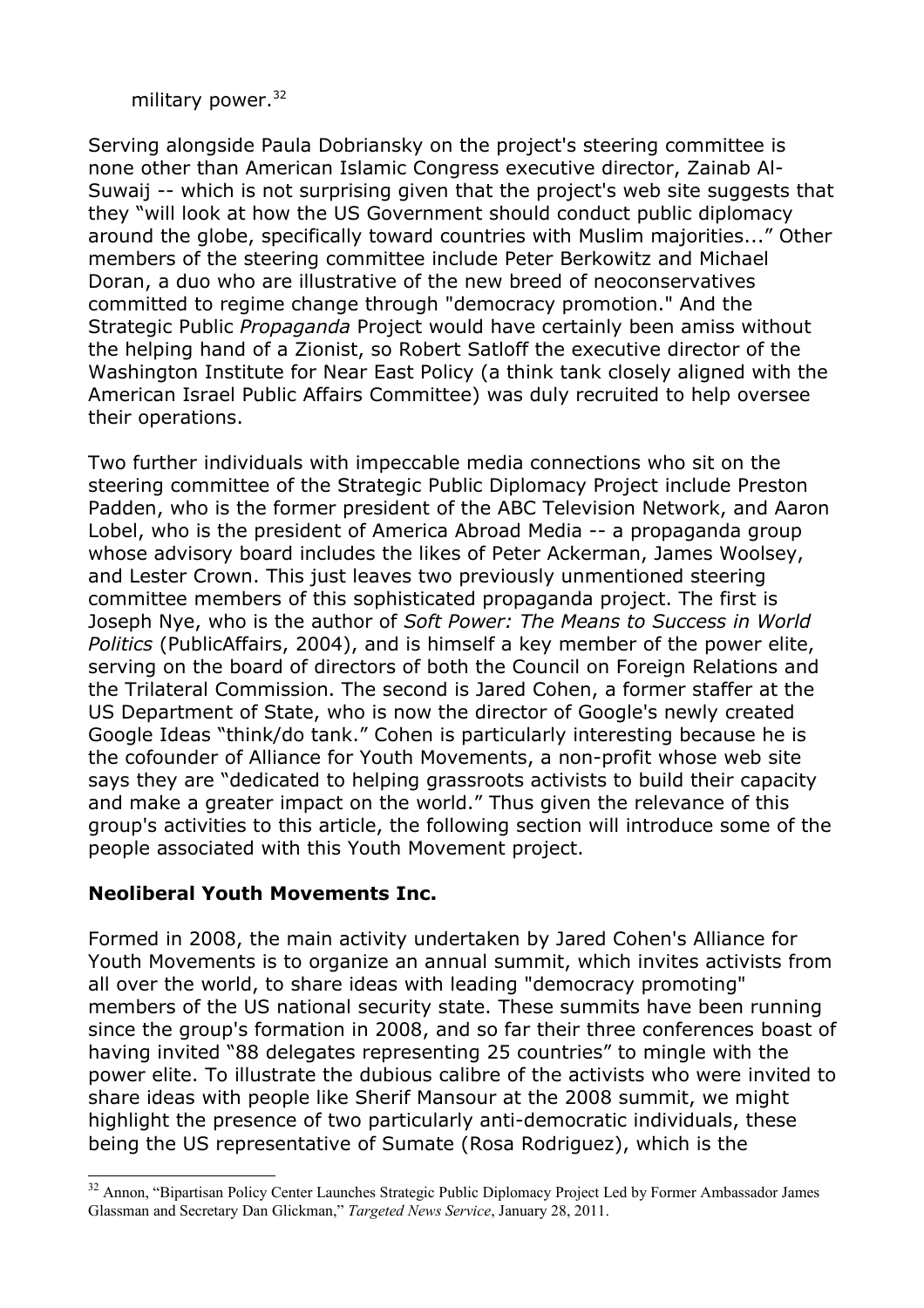military power.[32]

Serving alongside Paula Dobriansky on the project's steering committee is none other than American Islamic Congress executive director, Zainab Al-Suwaij -- which is not surprising given that the project's web site suggests that they "will look at how the US Government should conduct public diplomacy around the globe, specifically toward countries with Muslim majorities..." Other members of the steering committee include Peter Berkowitz and Michael Doran, a duo who are illustrative of the new breed of neoconservatives committed to regime change through "democracy promotion." And the Strategic Public *Propaganda* Project would have certainly been amiss without the helping hand of a Zionist, so Robert Satloff the executive director of the Washington Institute for Near East Policy (a think tank closely aligned with the American Israel Public Affairs Committee) was duly recruited to help oversee their operations.

Two further individuals with impeccable media connections who sit on the steering committee of the Strategic Public Diplomacy Project include Preston Padden, who is the former president of the ABC Television Network, and Aaron Lobel, who is the president of America Abroad Media -- a propaganda group whose advisory board includes the likes of Peter Ackerman, James Woolsey, and Lester Crown. This just leaves two previously unmentioned steering committee members of this sophisticated propaganda project. The first is Joseph Nye, who is the author of *Soft Power: The Means to Success in World Politics* (PublicAffairs, 2004), and is himself a key member of the power elite, serving on the board of directors of both the Council on Foreign Relations and the Trilateral Commission. The second is Jared Cohen, a former staffer at the US Department of State, who is now the director of Google's newly created Google Ideas "think/do tank." Cohen is particularly interesting because he is the cofounder of Alliance for Youth Movements, a non-profit whose web site says they are "dedicated to helping grassroots activists to build their capacity and make a greater impact on the world." Thus given the relevance of this group's activities to this article, the following section will introduce some of the people associated with this Youth Movement project.

## Neoliberal Youth Movements Inc.

Formed in 2008, the main activity undertaken by Jared Cohen's Alliance for Youth Movements is to organize an annual summit, which invites activists from all over the world, to share ideas with leading "democracy promoting" members of the US national security state. These summits have been running since the group's formation in 2008, and so far their three conferences boast of having invited "88 delegates representing 25 countries" to mingle with the power elite. To illustrate the dubious calibre of the activists who were invited to share ideas with people like Sherif Mansour at the 2008 summit, we might highlight the presence of two particularly anti-democratic individuals, these being the US representative of Sumate (Rosa Rodriguez), which is the

---

[32] Annon, "Bipartisan Policy Center Launches Strategic Public Diplomacy Project Led by Former Ambassador James Glassman and Secretary Dan Glickman," *Targeted News Service*, January 28, 2011.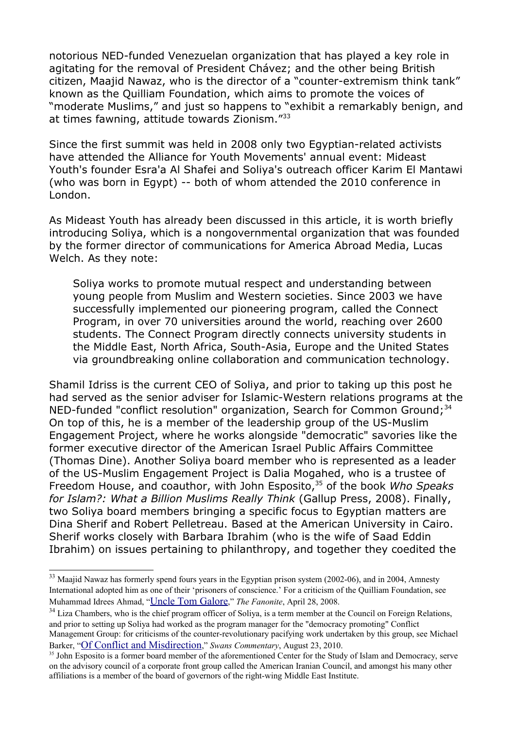notorious NED-funded Venezuelan organization that has played a key role in agitating for the removal of President Chávez; and the other being British citizen, Maajid Nawaz, who is the director of a "counter-extremism think tank" known as the Quilliam Foundation, which aims to promote the voices of "moderate Muslims," and just so happens to "exhibit a remarkably benign, and at times fawning, attitude towards Zionism."[33]

Since the first summit was held in 2008 only two Egyptian-related activists have attended the Alliance for Youth Movements' annual event: Mideast Youth's founder Esra'a Al Shafei and Soliya's outreach officer Karim El Mantawi (who was born in Egypt) -- both of whom attended the 2010 conference in London.

As Mideast Youth has already been discussed in this article, it is worth briefly introducing Soliya, which is a nongovernmental organization that was founded by the former director of communications for America Abroad Media, Lucas Welch. As they note:

> Soliya works to promote mutual respect and understanding between young people from Muslim and Western societies. Since 2003 we have successfully implemented our pioneering program, called the Connect Program, in over 70 universities around the world, reaching over 2600 students. The Connect Program directly connects university students in the Middle East, North Africa, South-Asia, Europe and the United States via groundbreaking online collaboration and communication technology.

Shamil Idriss is the current CEO of Soliya, and prior to taking up this post he had served as the senior adviser for Islamic-Western relations programs at the NED-funded "conflict resolution" organization, Search for Common Ground;[34] On top of this, he is a member of the leadership group of the US-Muslim Engagement Project, where he works alongside "democratic" savories like the former executive director of the American Israel Public Affairs Committee (Thomas Dine). Another Soliya board member who is represented as a leader of the US-Muslim Engagement Project is Dalia Mogahed, who is a trustee of Freedom House, and coauthor, with John Esposito,[35] of the book *Who Speaks for Islam?: What a Billion Muslims Really Think* (Gallup Press, 2008). Finally, two Soliya board members bringing a specific focus to Egyptian matters are Dina Sherif and Robert Pelletreau. Based at the American University in Cairo. Sherif works closely with Barbara Ibrahim (who is the wife of Saad Eddin Ibrahim) on issues pertaining to philanthropy, and together they coedited the

---

[33] Maajid Nawaz has formerly spend fours years in the Egyptian prison system (2002-06), and in 2004, Amnesty International adopted him as one of their 'prisoners of conscience.' For a criticism of the Quilliam Foundation, see Muhammad Idrees Ahmad, "Uncle Tom Galore," *The Fanonite*, April 28, 2008.

[34] Liza Chambers, who is the chief program officer of Soliya, is a term member at the Council on Foreign Relations, and prior to setting up Soliya had worked as the program manager for the "democracy promoting" Conflict Management Group: for criticisms of the counter-revolutionary pacifying work undertaken by this group, see Michael Barker, "Of Conflict and Misdirection," *Swans Commentary*, August 23, 2010.

[35] John Esposito is a former board member of the aforementioned Center for the Study of Islam and Democracy, serve on the advisory council of a corporate front group called the American Iranian Council, and amongst his many other affiliations is a member of the board of governors of the right-wing Middle East Institute.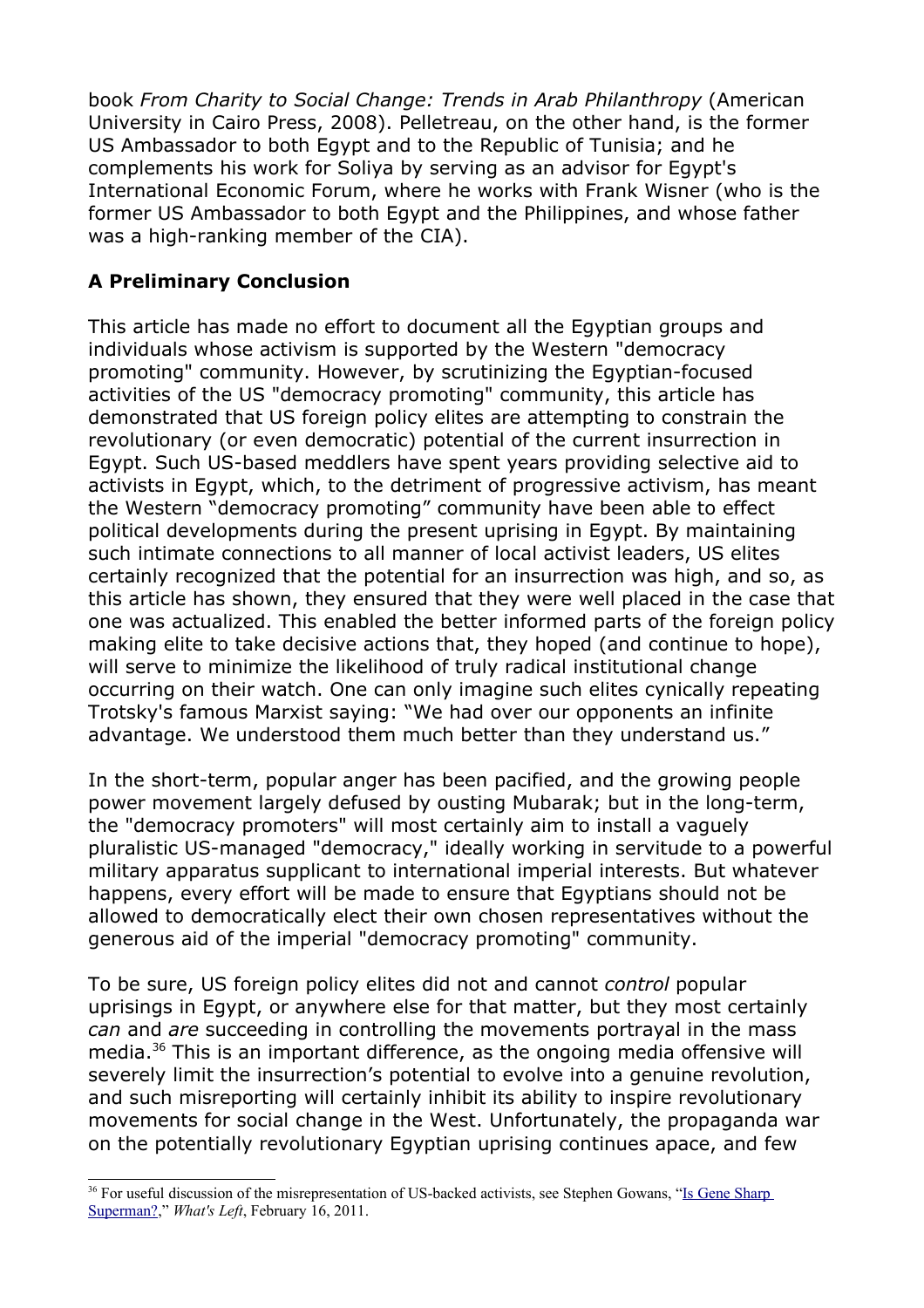book *From Charity to Social Change: Trends in Arab Philanthropy* (American University in Cairo Press, 2008). Pelletreau, on the other hand, is the former US Ambassador to both Egypt and to the Republic of Tunisia; and he complements his work for Soliya by serving as an advisor for Egypt's International Economic Forum, where he works with Frank Wisner (who is the former US Ambassador to both Egypt and the Philippines, and whose father was a high-ranking member of the CIA).

## A Preliminary Conclusion

This article has made no effort to document all the Egyptian groups and individuals whose activism is supported by the Western "democracy promoting" community. However, by scrutinizing the Egyptian-focused activities of the US "democracy promoting" community, this article has demonstrated that US foreign policy elites are attempting to constrain the revolutionary (or even democratic) potential of the current insurrection in Egypt. Such US-based meddlers have spent years providing selective aid to activists in Egypt, which, to the detriment of progressive activism, has meant the Western "democracy promoting" community have been able to effect political developments during the present uprising in Egypt. By maintaining such intimate connections to all manner of local activist leaders, US elites certainly recognized that the potential for an insurrection was high, and so, as this article has shown, they ensured that they were well placed in the case that one was actualized. This enabled the better informed parts of the foreign policy making elite to take decisive actions that, they hoped (and continue to hope), will serve to minimize the likelihood of truly radical institutional change occurring on their watch. One can only imagine such elites cynically repeating Trotsky's famous Marxist saying: "We had over our opponents an infinite advantage. We understood them much better than they understand us."

In the short-term, popular anger has been pacified, and the growing people power movement largely defused by ousting Mubarak; but in the long-term, the "democracy promoters" will most certainly aim to install a vaguely pluralistic US-managed "democracy," ideally working in servitude to a powerful military apparatus supplicant to international imperial interests. But whatever happens, every effort will be made to ensure that Egyptians should not be allowed to democratically elect their own chosen representatives without the generous aid of the imperial "democracy promoting" community.

To be sure, US foreign policy elites did not and cannot *control* popular uprisings in Egypt, or anywhere else for that matter, but they most certainly *can* and *are* succeeding in controlling the movements portrayal in the mass media.[36] This is an important difference, as the ongoing media offensive will severely limit the insurrection's potential to evolve into a genuine revolution, and such misreporting will certainly inhibit its ability to inspire revolutionary movements for social change in the West. Unfortunately, the propaganda war on the potentially revolutionary Egyptian uprising continues apace, and few

---

[36] For useful discussion of the misrepresentation of US-backed activists, see Stephen Gowans, "Is Gene Sharp Superman?," *What's Left*, February 16, 2011.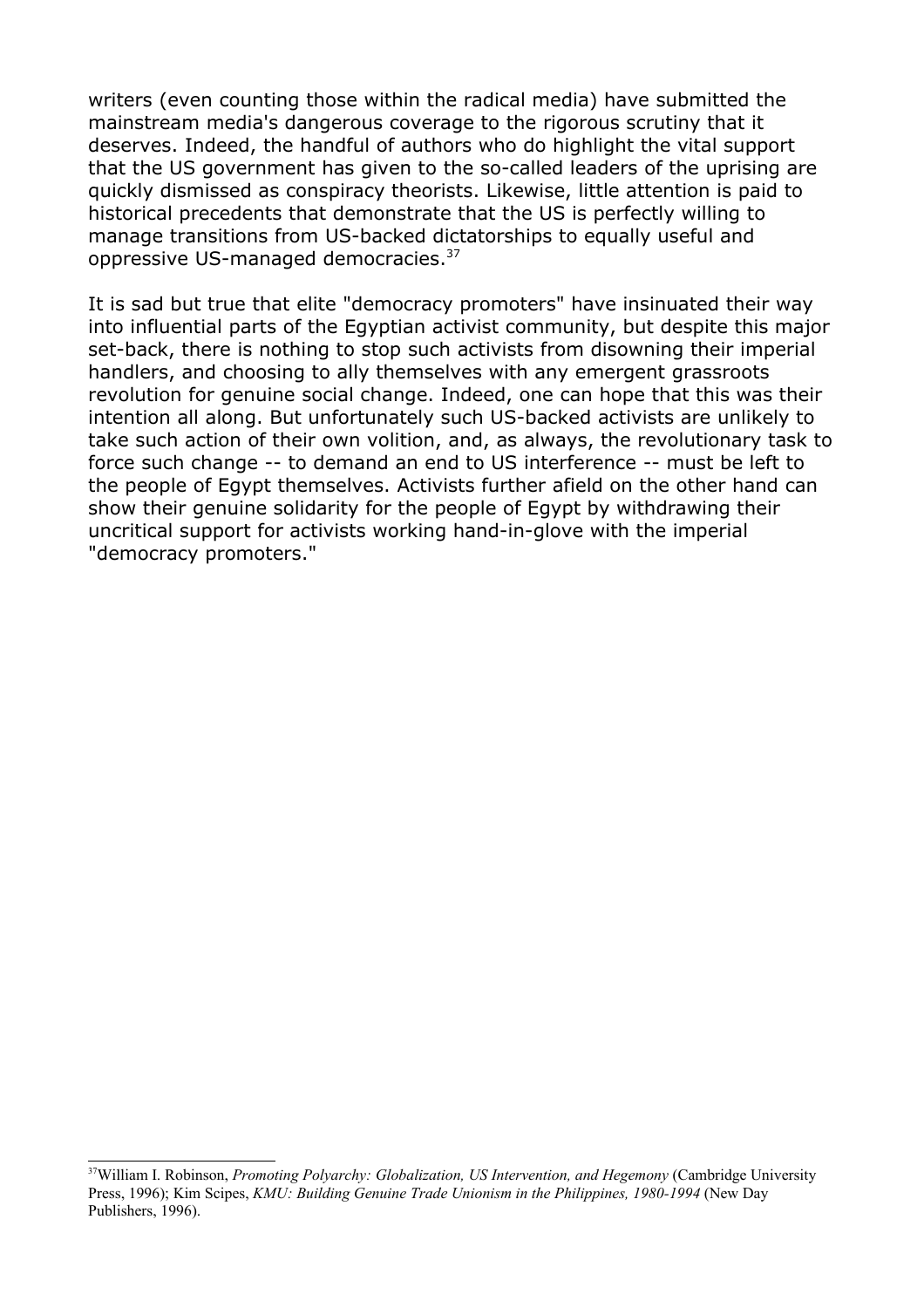writers (even counting those within the radical media) have submitted the mainstream media's dangerous coverage to the rigorous scrutiny that it deserves. Indeed, the handful of authors who do highlight the vital support that the US government has given to the so-called leaders of the uprising are quickly dismissed as conspiracy theorists. Likewise, little attention is paid to historical precedents that demonstrate that the US is perfectly willing to manage transitions from US-backed dictatorships to equally useful and oppressive US-managed democracies.[37]

It is sad but true that elite "democracy promoters" have insinuated their way into influential parts of the Egyptian activist community, but despite this major set-back, there is nothing to stop such activists from disowning their imperial handlers, and choosing to ally themselves with any emergent grassroots revolution for genuine social change. Indeed, one can hope that this was their intention all along. But unfortunately such US-backed activists are unlikely to take such action of their own volition, and, as always, the revolutionary task to force such change -- to demand an end to US interference -- must be left to the people of Egypt themselves. Activists further afield on the other hand can show their genuine solidarity for the people of Egypt by withdrawing their uncritical support for activists working hand-in-glove with the imperial "democracy promoters."

---

[37] William I. Robinson, *Promoting Polyarchy: Globalization, US Intervention, and Hegemony* (Cambridge University Press, 1996); Kim Scipes, *KMU: Building Genuine Trade Unionism in the Philippines, 1980-1994* (New Day Publishers, 1996).